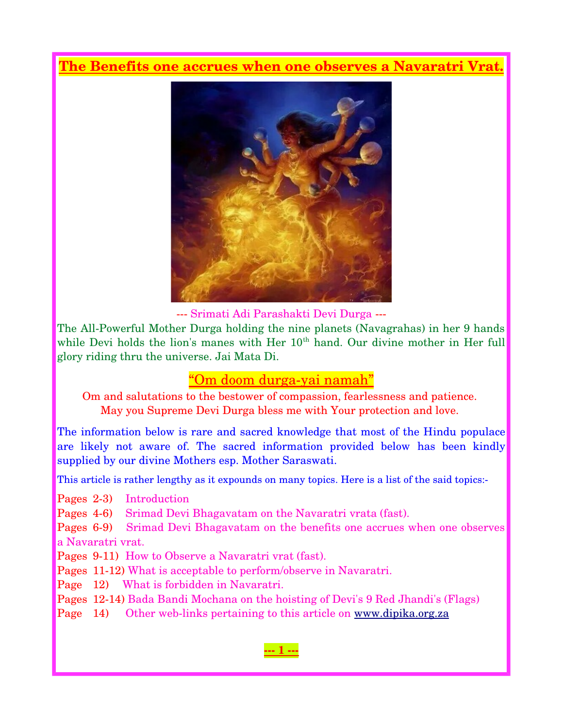# The Benefits one accrues when one observes a Navaratri Vrat.

--- Srimati Adi Parashakti Devi Durga ---

The All-Powerful Mother Durga holding the nine planets (Navagrahas) in her 9 hands while Devi holds the lion's manes with Her 10th hand. Our divine mother in Her full glory riding thru the universe. Jai Mata Di.

## "Om doom durga-yai namah"

Om and salutations to the bestower of compassion, fearlessness and patience.
May you Supreme Devi Durga bless me with Your protection and love.

The information below is rare and sacred knowledge that most of the Hindu populace are likely not aware of. The sacred information provided below has been kindly supplied by our divine Mothers esp. Mother Saraswati.

This article is rather lengthy as it expounds on many topics. Here is a list of the said topics:-

Pages 2-3) Introduction
Pages 4-6) Srimad Devi Bhagavatam on the Navaratri vrata (fast).
Pages 6-9) Srimad Devi Bhagavatam on the benefits one accrues when one observes a Navaratri vrat.
Pages 9-11) How to Observe a Navaratri vrat (fast).
Pages 11-12) What is acceptable to perform/observe in Navaratri.
Page 12) What is forbidden in Navaratri.
Pages 12-14) Bada Bandi Mochana on the hoisting of Devi's 9 Red Jhandi's (Flags)
Page 14) Other web-links pertaining to this article on www.dipika.org.za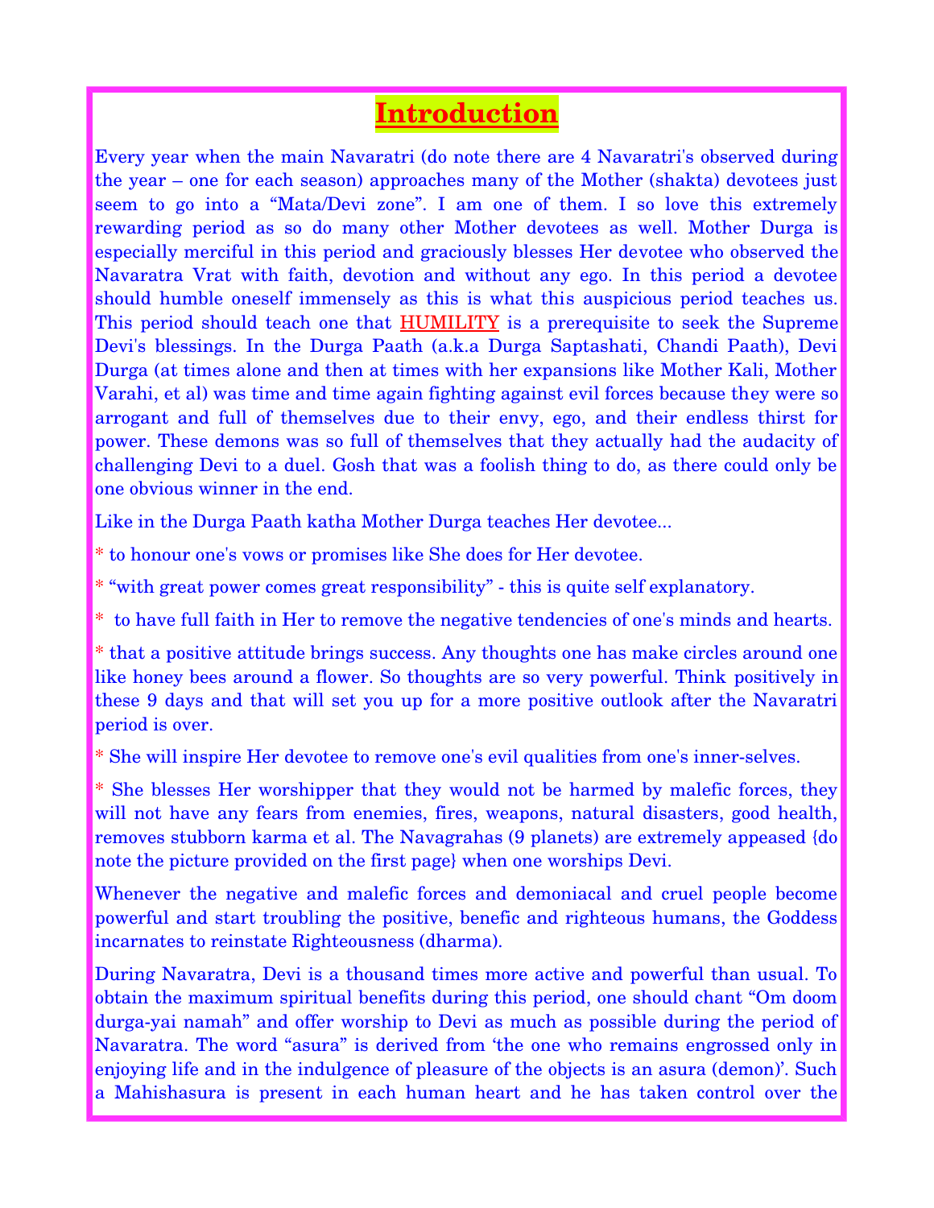# Introduction

Every year when the main Navaratri (do note there are 4 Navaratri's observed during the year – one for each season) approaches many of the Mother (shakta) devotees just seem to go into a "Mata/Devi zone". I am one of them. I so love this extremely rewarding period as so do many other Mother devotees as well. Mother Durga is especially merciful in this period and graciously blesses Her devotee who observed the Navaratra Vrat with faith, devotion and without any ego. In this period a devotee should humble oneself immensely as this is what this auspicious period teaches us. This period should teach one that HUMILITY is a prerequisite to seek the Supreme Devi's blessings. In the Durga Paath (a.k.a Durga Saptashati, Chandi Paath), Devi Durga (at times alone and then at times with her expansions like Mother Kali, Mother Varahi, et al) was time and time again fighting against evil forces because they were so arrogant and full of themselves due to their envy, ego, and their endless thirst for power. These demons was so full of themselves that they actually had the audacity of challenging Devi to a duel. Gosh that was a foolish thing to do, as there could only be one obvious winner in the end.

Like in the Durga Paath katha Mother Durga teaches Her devotee...

* to honour one's vows or promises like She does for Her devotee.

* "with great power comes great responsibility" - this is quite self explanatory.

* to have full faith in Her to remove the negative tendencies of one's minds and hearts.

* that a positive attitude brings success. Any thoughts one has make circles around one like honey bees around a flower. So thoughts are so very powerful. Think positively in these 9 days and that will set you up for a more positive outlook after the Navaratri period is over.

* She will inspire Her devotee to remove one's evil qualities from one's inner-selves.

* She blesses Her worshipper that they would not be harmed by malefic forces, they will not have any fears from enemies, fires, weapons, natural disasters, good health, removes stubborn karma et al. The Navagrahas (9 planets) are extremely appeased {do note the picture provided on the first page} when one worships Devi.

Whenever the negative and malefic forces and demoniacal and cruel people become powerful and start troubling the positive, benefic and righteous humans, the Goddess incarnates to reinstate Righteousness (dharma).

During Navaratra, Devi is a thousand times more active and powerful than usual. To obtain the maximum spiritual benefits during this period, one should chant "Om doom durga-yai namah" and offer worship to Devi as much as possible during the period of Navaratra. The word "asura" is derived from 'the one who remains engrossed only in enjoying life and in the indulgence of pleasure of the objects is an asura (demon)'. Such a Mahishasura is present in each human heart and he has taken control over the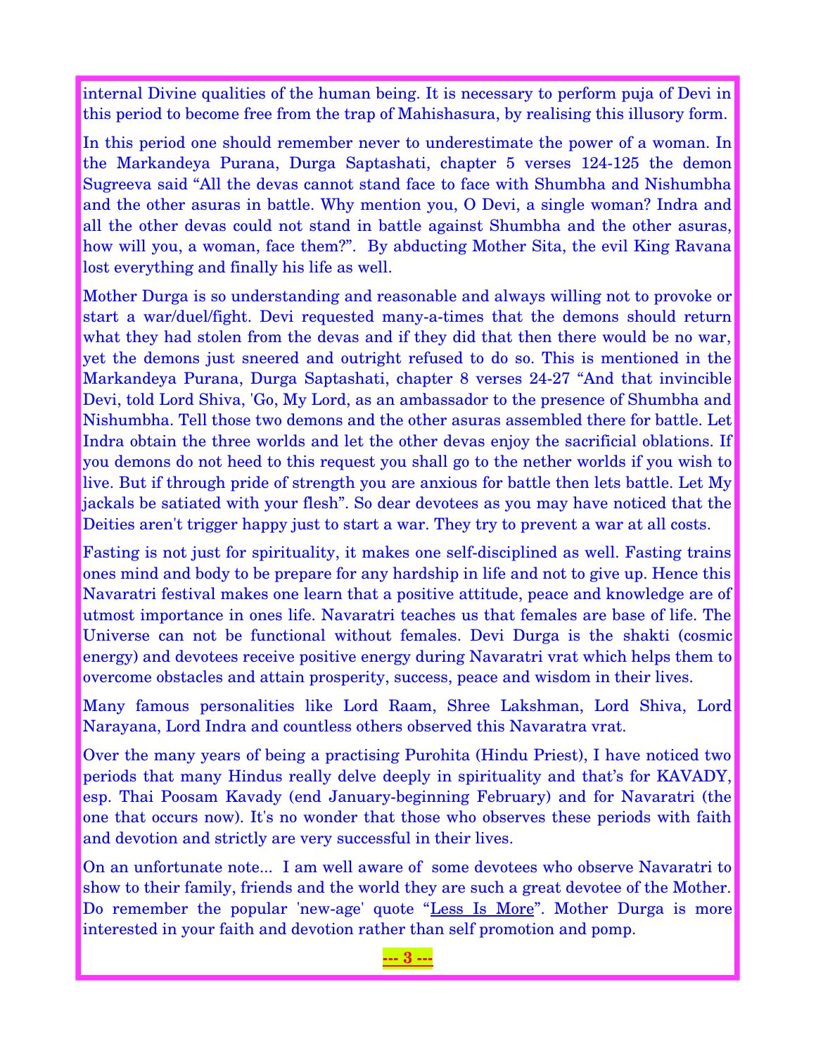internal Divine qualities of the human being. It is necessary to perform puja of Devi in this period to become free from the trap of Mahishasura, by realising this illusory form.

In this period one should remember never to underestimate the power of a woman. In the Markandeya Purana, Durga Saptashati, chapter 5 verses 124-125 the demon Sugreeva said "All the devas cannot stand face to face with Shumbha and Nishumbha and the other asuras in battle. Why mention you, O Devi, a single woman? Indra and all the other devas could not stand in battle against Shumbha and the other asuras, how will you, a woman, face them?". By abducting Mother Sita, the evil King Ravana lost everything and finally his life as well.

Mother Durga is so understanding and reasonable and always willing not to provoke or start a war/duel/fight. Devi requested many-a-times that the demons should return what they had stolen from the devas and if they did that then there would be no war, yet the demons just sneered and outright refused to do so. This is mentioned in the Markandeya Purana, Durga Saptashati, chapter 8 verses 24-27 "And that invincible Devi, told Lord Shiva, 'Go, My Lord, as an ambassador to the presence of Shumbha and Nishumbha. Tell those two demons and the other asuras assembled there for battle. Let Indra obtain the three worlds and let the other devas enjoy the sacrificial oblations. If you demons do not heed to this request you shall go to the nether worlds if you wish to live. But if through pride of strength you are anxious for battle then lets battle. Let My jackals be satiated with your flesh". So dear devotees as you may have noticed that the Deities aren't trigger happy just to start a war. They try to prevent a war at all costs.

Fasting is not just for spirituality, it makes one self-disciplined as well. Fasting trains ones mind and body to be prepare for any hardship in life and not to give up. Hence this Navaratri festival makes one learn that a positive attitude, peace and knowledge are of utmost importance in ones life. Navaratri teaches us that females are base of life. The Universe can not be functional without females. Devi Durga is the shakti (cosmic energy) and devotees receive positive energy during Navaratri vrat which helps them to overcome obstacles and attain prosperity, success, peace and wisdom in their lives.

Many famous personalities like Lord Raam, Shree Lakshman, Lord Shiva, Lord Narayana, Lord Indra and countless others observed this Navaratra vrat.

Over the many years of being a practising Purohita (Hindu Priest), I have noticed two periods that many Hindus really delve deeply in spirituality and that's for KAVADY, esp. Thai Poosam Kavady (end January-beginning February) and for Navaratri (the one that occurs now). It's no wonder that those who observes these periods with faith and devotion and strictly are very successful in their lives.

On an unfortunate note... I am well aware of some devotees who observe Navaratri to show to their family, friends and the world they are such a great devotee of the Mother. Do remember the popular 'new-age' quote "Less Is More". Mother Durga is more interested in your faith and devotion rather than self promotion and pomp.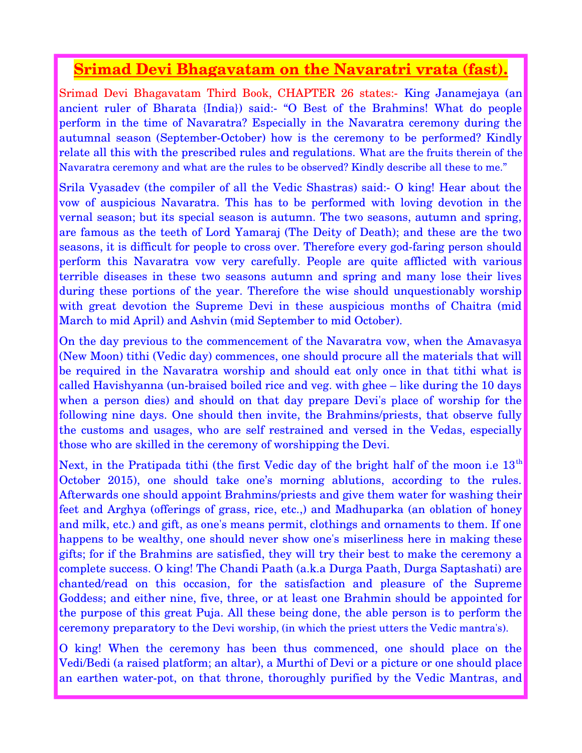# Srimad Devi Bhagavatam on the Navaratri vrata (fast).

Srimad Devi Bhagavatam Third Book, CHAPTER 26 states:- King Janamejaya (an ancient ruler of Bharata {India}) said:- "O Best of the Brahmins! What do people perform in the time of Navaratra? Especially in the Navaratra ceremony during the autumnal season (September-October) how is the ceremony to be performed? Kindly relate all this with the prescribed rules and regulations. What are the fruits therein of the Navaratra ceremony and what are the rules to be observed? Kindly describe all these to me."

Srila Vyasadev (the compiler of all the Vedic Shastras) said:- O king! Hear about the vow of auspicious Navaratra. This has to be performed with loving devotion in the vernal season; but its special season is autumn. The two seasons, autumn and spring, are famous as the teeth of Lord Yamaraj (The Deity of Death); and these are the two seasons, it is difficult for people to cross over. Therefore every god-faring person should perform this Navaratra vow very carefully. People are quite afflicted with various terrible diseases in these two seasons autumn and spring and many lose their lives during these portions of the year. Therefore the wise should unquestionably worship with great devotion the Supreme Devi in these auspicious months of Chaitra (mid March to mid April) and Ashvin (mid September to mid October).

On the day previous to the commencement of the Navaratra vow, when the Amavasya (New Moon) tithi (Vedic day) commences, one should procure all the materials that will be required in the Navaratra worship and should eat only once in that tithi what is called Havishyanna (un-braised boiled rice and veg. with ghee – like during the 10 days when a person dies) and should on that day prepare Devi's place of worship for the following nine days. One should then invite, the Brahmins/priests, that observe fully the customs and usages, who are self restrained and versed in the Vedas, especially those who are skilled in the ceremony of worshipping the Devi.

Next, in the Pratipada tithi (the first Vedic day of the bright half of the moon i.e 13th October 2015), one should take one's morning ablutions, according to the rules. Afterwards one should appoint Brahmins/priests and give them water for washing their feet and Arghya (offerings of grass, rice, etc.,) and Madhuparka (an oblation of honey and milk, etc.) and gift, as one's means permit, clothings and ornaments to them. If one happens to be wealthy, one should never show one's miserliness here in making these gifts; for if the Brahmins are satisfied, they will try their best to make the ceremony a complete success. O king! The Chandi Paath (a.k.a Durga Paath, Durga Saptashati) are chanted/read on this occasion, for the satisfaction and pleasure of the Supreme Goddess; and either nine, five, three, or at least one Brahmin should be appointed for the purpose of this great Puja. All these being done, the able person is to perform the ceremony preparatory to the Devi worship, (in which the priest utters the Vedic mantra's).

O king! When the ceremony has been thus commenced, one should place on the Vedi/Bedi (a raised platform; an altar), a Murthi of Devi or a picture or one should place an earthen water-pot, on that throne, thoroughly purified by the Vedic Mantras, and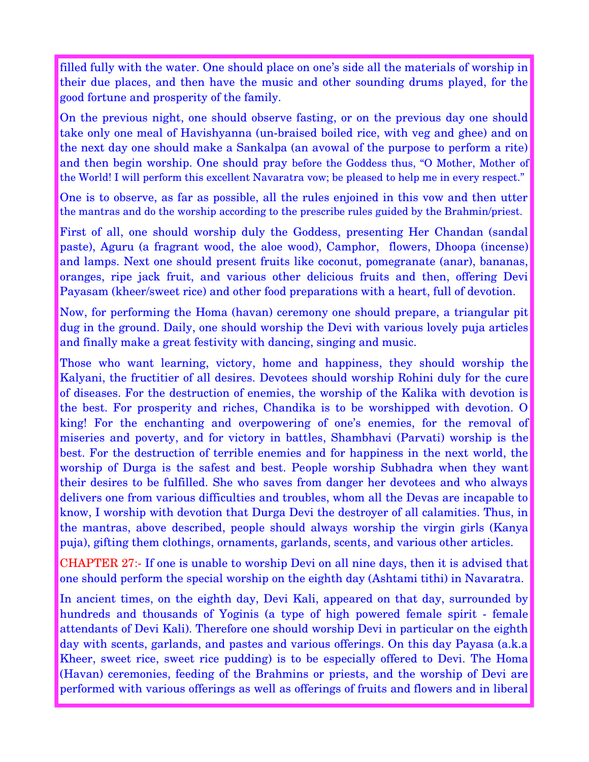filled fully with the water. One should place on one's side all the materials of worship in their due places, and then have the music and other sounding drums played, for the good fortune and prosperity of the family.

On the previous night, one should observe fasting, or on the previous day one should take only one meal of Havishyanna (un-braised boiled rice, with veg and ghee) and on the next day one should make a Sankalpa (an avowal of the purpose to perform a rite) and then begin worship. One should pray before the Goddess thus, "O Mother, Mother of the World! I will perform this excellent Navaratra vow; be pleased to help me in every respect."

One is to observe, as far as possible, all the rules enjoined in this vow and then utter the mantras and do the worship according to the prescribe rules guided by the Brahmin/priest.

First of all, one should worship duly the Goddess, presenting Her Chandan (sandal paste), Aguru (a fragrant wood, the aloe wood), Camphor, flowers, Dhoopa (incense) and lamps. Next one should present fruits like coconut, pomegranate (anar), bananas, oranges, ripe jack fruit, and various other delicious fruits and then, offering Devi Payasam (kheer/sweet rice) and other food preparations with a heart, full of devotion.

Now, for performing the Homa (havan) ceremony one should prepare, a triangular pit dug in the ground. Daily, one should worship the Devi with various lovely puja articles and finally make a great festivity with dancing, singing and music.

Those who want learning, victory, home and happiness, they should worship the Kalyani, the fructitier of all desires. Devotees should worship Rohini duly for the cure of diseases. For the destruction of enemies, the worship of the Kalika with devotion is the best. For prosperity and riches, Chandika is to be worshipped with devotion. O king! For the enchanting and overpowering of one's enemies, for the removal of miseries and poverty, and for victory in battles, Shambhavi (Parvati) worship is the best. For the destruction of terrible enemies and for happiness in the next world, the worship of Durga is the safest and best. People worship Subhadra when they want their desires to be fulfilled. She who saves from danger her devotees and who always delivers one from various difficulties and troubles, whom all the Devas are incapable to know, I worship with devotion that Durga Devi the destroyer of all calamities. Thus, in the mantras, above described, people should always worship the virgin girls (Kanya puja), gifting them clothings, ornaments, garlands, scents, and various other articles.

CHAPTER 27:- If one is unable to worship Devi on all nine days, then it is advised that one should perform the special worship on the eighth day (Ashtami tithi) in Navaratra.

In ancient times, on the eighth day, Devi Kali, appeared on that day, surrounded by hundreds and thousands of Yoginis (a type of high powered female spirit - female attendants of Devi Kali). Therefore one should worship Devi in particular on the eighth day with scents, garlands, and pastes and various offerings. On this day Payasa (a.k.a Kheer, sweet rice, sweet rice pudding) is to be especially offered to Devi. The Homa (Havan) ceremonies, feeding of the Brahmins or priests, and the worship of Devi are performed with various offerings as well as offerings of fruits and flowers and in liberal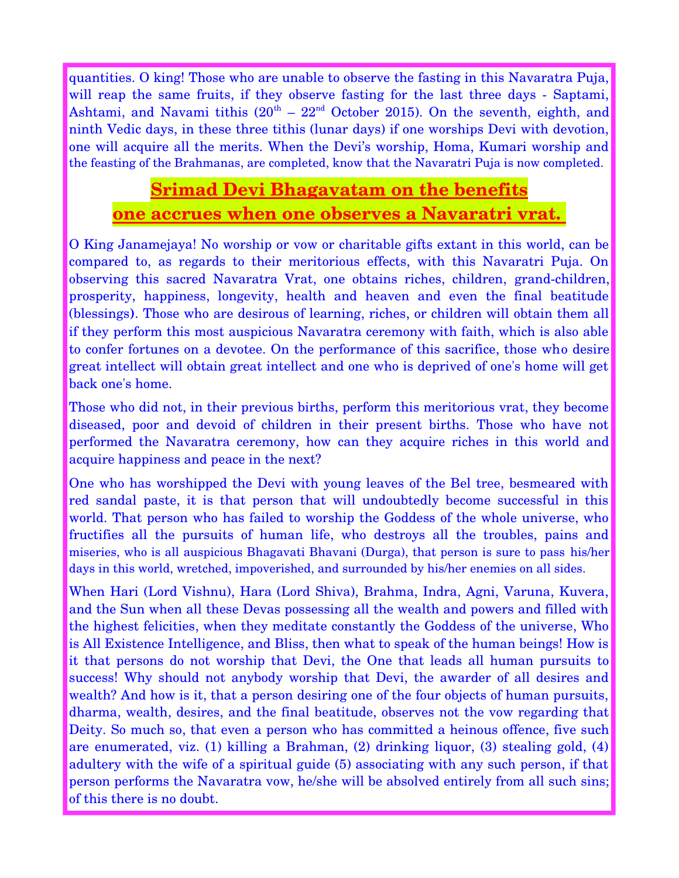quantities. O king! Those who are unable to observe the fasting in this Navaratra Puja, will reap the same fruits, if they observe fasting for the last three days - Saptami, Ashtami, and Navami tithis (20th – 22nd October 2015). On the seventh, eighth, and ninth Vedic days, in these three tithis (lunar days) if one worships Devi with devotion, one will acquire all the merits. When the Devi's worship, Homa, Kumari worship and the feasting of the Brahmanas, are completed, know that the Navaratri Puja is now completed.

## Srimad Devi Bhagavatam on the benefits one accrues when one observes a Navaratri vrat.

O King Janamejaya! No worship or vow or charitable gifts extant in this world, can be compared to, as regards to their meritorious effects, with this Navaratri Puja. On observing this sacred Navaratra Vrat, one obtains riches, children, grand-children, prosperity, happiness, longevity, health and heaven and even the final beatitude (blessings). Those who are desirous of learning, riches, or children will obtain them all if they perform this most auspicious Navaratra ceremony with faith, which is also able to confer fortunes on a devotee. On the performance of this sacrifice, those who desire great intellect will obtain great intellect and one who is deprived of one's home will get back one's home.

Those who did not, in their previous births, perform this meritorious vrat, they become diseased, poor and devoid of children in their present births. Those who have not performed the Navaratra ceremony, how can they acquire riches in this world and acquire happiness and peace in the next?

One who has worshipped the Devi with young leaves of the Bel tree, besmeared with red sandal paste, it is that person that will undoubtedly become successful in this world. That person who has failed to worship the Goddess of the whole universe, who fructifies all the pursuits of human life, who destroys all the troubles, pains and miseries, who is all auspicious Bhagavati Bhavani (Durga), that person is sure to pass his/her days in this world, wretched, impoverished, and surrounded by his/her enemies on all sides.

When Hari (Lord Vishnu), Hara (Lord Shiva), Brahma, Indra, Agni, Varuna, Kuvera, and the Sun when all these Devas possessing all the wealth and powers and filled with the highest felicities, when they meditate constantly the Goddess of the universe, Who is All Existence Intelligence, and Bliss, then what to speak of the human beings! How is it that persons do not worship that Devi, the One that leads all human pursuits to success! Why should not anybody worship that Devi, the awarder of all desires and wealth? And how is it, that a person desiring one of the four objects of human pursuits, dharma, wealth, desires, and the final beatitude, observes not the vow regarding that Deity. So much so, that even a person who has committed a heinous offence, five such are enumerated, viz. (1) killing a Brahman, (2) drinking liquor, (3) stealing gold, (4) adultery with the wife of a spiritual guide (5) associating with any such person, if that person performs the Navaratra vow, he/she will be absolved entirely from all such sins; of this there is no doubt.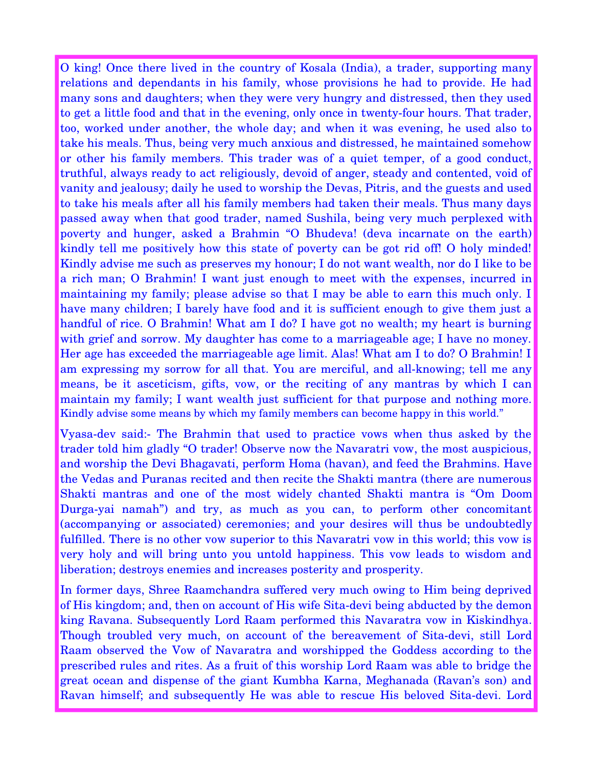O king! Once there lived in the country of Kosala (India), a trader, supporting many relations and dependants in his family, whose provisions he had to provide. He had many sons and daughters; when they were very hungry and distressed, then they used to get a little food and that in the evening, only once in twenty-four hours. That trader, too, worked under another, the whole day; and when it was evening, he used also to take his meals. Thus, being very much anxious and distressed, he maintained somehow or other his family members. This trader was of a quiet temper, of a good conduct, truthful, always ready to act religiously, devoid of anger, steady and contented, void of vanity and jealousy; daily he used to worship the Devas, Pitris, and the guests and used to take his meals after all his family members had taken their meals. Thus many days passed away when that good trader, named Sushila, being very much perplexed with poverty and hunger, asked a Brahmin "O Bhudeva! (deva incarnate on the earth) kindly tell me positively how this state of poverty can be got rid off! O holy minded! Kindly advise me such as preserves my honour; I do not want wealth, nor do I like to be a rich man; O Brahmin! I want just enough to meet with the expenses, incurred in maintaining my family; please advise so that I may be able to earn this much only. I have many children; I barely have food and it is sufficient enough to give them just a handful of rice. O Brahmin! What am I do? I have got no wealth; my heart is burning with grief and sorrow. My daughter has come to a marriageable age; I have no money. Her age has exceeded the marriageable age limit. Alas! What am I to do? O Brahmin! I am expressing my sorrow for all that. You are merciful, and all-knowing; tell me any means, be it asceticism, gifts, vow, or the reciting of any mantras by which I can maintain my family; I want wealth just sufficient for that purpose and nothing more. Kindly advise some means by which my family members can become happy in this world."

Vyasa-dev said:- The Brahmin that used to practice vows when thus asked by the trader told him gladly "O trader! Observe now the Navaratri vow, the most auspicious, and worship the Devi Bhagavati, perform Homa (havan), and feed the Brahmins. Have the Vedas and Puranas recited and then recite the Shakti mantra (there are numerous Shakti mantras and one of the most widely chanted Shakti mantra is "Om Doom Durga-yai namah") and try, as much as you can, to perform other concomitant (accompanying or associated) ceremonies; and your desires will thus be undoubtedly fulfilled. There is no other vow superior to this Navaratri vow in this world; this vow is very holy and will bring unto you untold happiness. This vow leads to wisdom and liberation; destroys enemies and increases posterity and prosperity.

In former days, Shree Raamchandra suffered very much owing to Him being deprived of His kingdom; and, then on account of His wife Sita-devi being abducted by the demon king Ravana. Subsequently Lord Raam performed this Navaratra vow in Kiskindhya. Though troubled very much, on account of the bereavement of Sita-devi, still Lord Raam observed the Vow of Navaratra and worshipped the Goddess according to the prescribed rules and rites. As a fruit of this worship Lord Raam was able to bridge the great ocean and dispense of the giant Kumbha Karna, Meghanada (Ravan's son) and Ravan himself; and subsequently He was able to rescue His beloved Sita-devi. Lord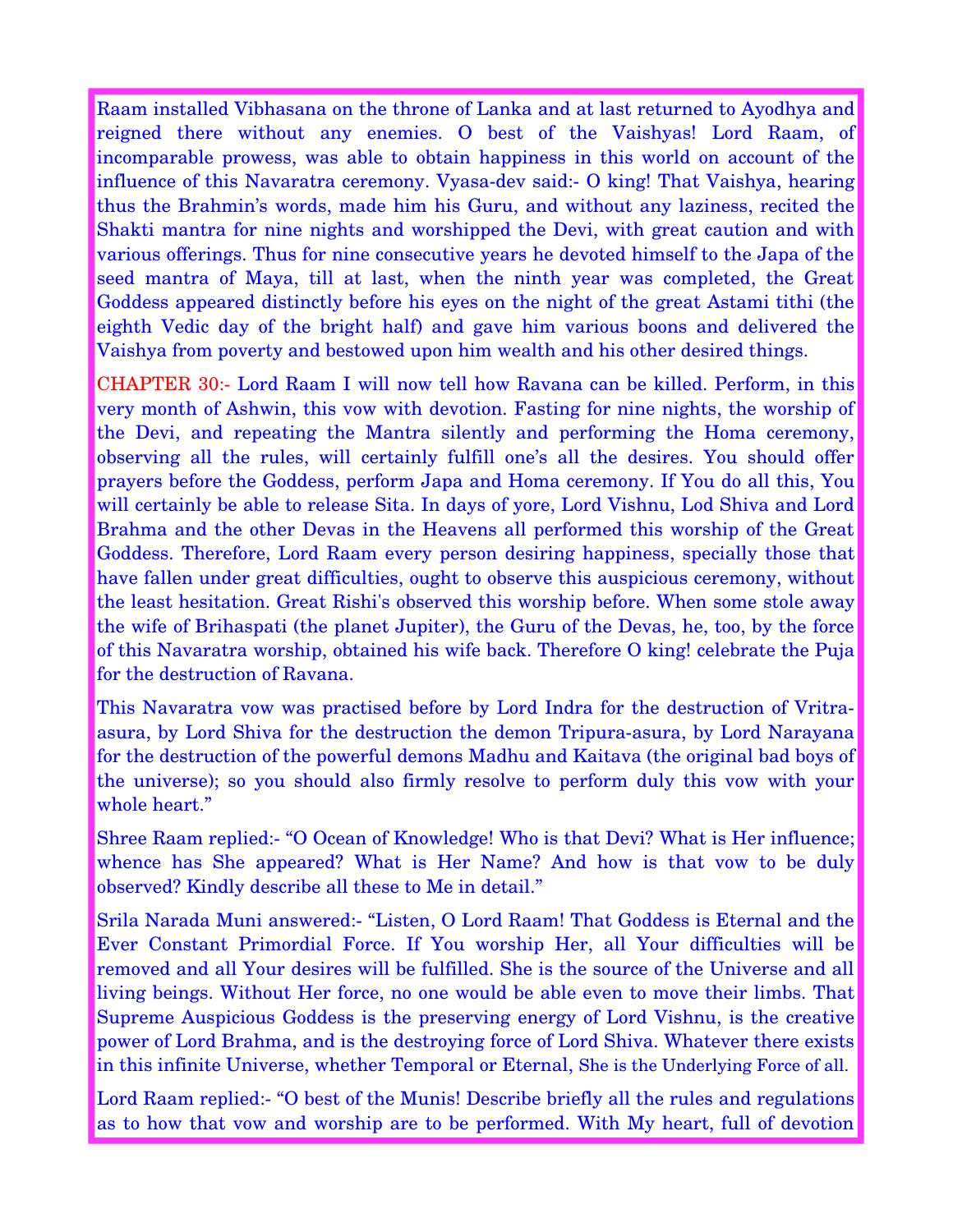Raam installed Vibhasana on the throne of Lanka and at last returned to Ayodhya and reigned there without any enemies. O best of the Vaishyas! Lord Raam, of incomparable prowess, was able to obtain happiness in this world on account of the influence of this Navaratra ceremony. Vyasa-dev said:- O king! That Vaishya, hearing thus the Brahmin's words, made him his Guru, and without any laziness, recited the Shakti mantra for nine nights and worshipped the Devi, with great caution and with various offerings. Thus for nine consecutive years he devoted himself to the Japa of the seed mantra of Maya, till at last, when the ninth year was completed, the Great Goddess appeared distinctly before his eyes on the night of the great Astami tithi (the eighth Vedic day of the bright half) and gave him various boons and delivered the Vaishya from poverty and bestowed upon him wealth and his other desired things.

CHAPTER 30:- Lord Raam I will now tell how Ravana can be killed. Perform, in this very month of Ashwin, this vow with devotion. Fasting for nine nights, the worship of the Devi, and repeating the Mantra silently and performing the Homa ceremony, observing all the rules, will certainly fulfill one's all the desires. You should offer prayers before the Goddess, perform Japa and Homa ceremony. If You do all this, You will certainly be able to release Sita. In days of yore, Lord Vishnu, Lod Shiva and Lord Brahma and the other Devas in the Heavens all performed this worship of the Great Goddess. Therefore, Lord Raam every person desiring happiness, specially those that have fallen under great difficulties, ought to observe this auspicious ceremony, without the least hesitation. Great Rishi's observed this worship before. When some stole away the wife of Brihaspati (the planet Jupiter), the Guru of the Devas, he, too, by the force of this Navaratra worship, obtained his wife back. Therefore O king! celebrate the Puja for the destruction of Ravana.

This Navaratra vow was practised before by Lord Indra for the destruction of Vritra-asura, by Lord Shiva for the destruction the demon Tripura-asura, by Lord Narayana for the destruction of the powerful demons Madhu and Kaitava (the original bad boys of the universe); so you should also firmly resolve to perform duly this vow with your whole heart."

Shree Raam replied:- "O Ocean of Knowledge! Who is that Devi? What is Her influence; whence has She appeared? What is Her Name? And how is that vow to be duly observed? Kindly describe all these to Me in detail."

Srila Narada Muni answered:- "Listen, O Lord Raam! That Goddess is Eternal and the Ever Constant Primordial Force. If You worship Her, all Your difficulties will be removed and all Your desires will be fulfilled. She is the source of the Universe and all living beings. Without Her force, no one would be able even to move their limbs. That Supreme Auspicious Goddess is the preserving energy of Lord Vishnu, is the creative power of Lord Brahma, and is the destroying force of Lord Shiva. Whatever there exists in this infinite Universe, whether Temporal or Eternal, She is the Underlying Force of all.

Lord Raam replied:- "O best of the Munis! Describe briefly all the rules and regulations as to how that vow and worship are to be performed. With My heart, full of devotion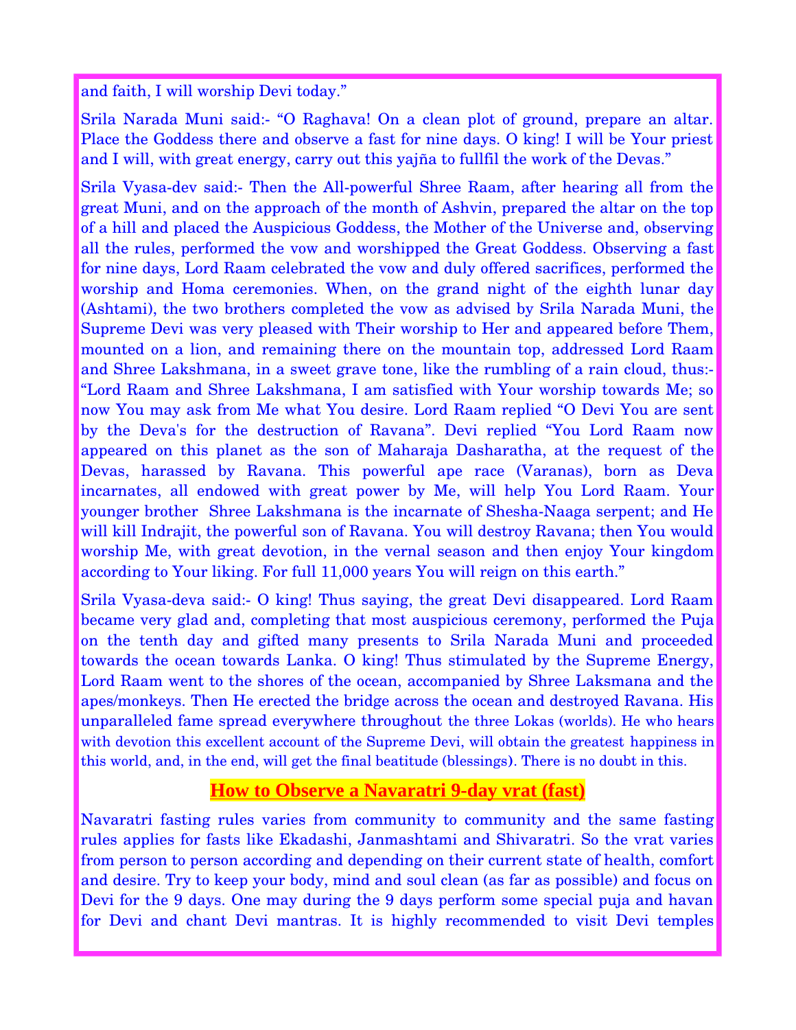and faith, I will worship Devi today."

Srila Narada Muni said:- "O Raghava! On a clean plot of ground, prepare an altar. Place the Goddess there and observe a fast for nine days. O king! I will be Your priest and I will, with great energy, carry out this yajña to fullfil the work of the Devas."

Srila Vyasa-dev said:- Then the All-powerful Shree Raam, after hearing all from the great Muni, and on the approach of the month of Ashvin, prepared the altar on the top of a hill and placed the Auspicious Goddess, the Mother of the Universe and, observing all the rules, performed the vow and worshipped the Great Goddess. Observing a fast for nine days, Lord Raam celebrated the vow and duly offered sacrifices, performed the worship and Homa ceremonies. When, on the grand night of the eighth lunar day (Ashtami), the two brothers completed the vow as advised by Srila Narada Muni, the Supreme Devi was very pleased with Their worship to Her and appeared before Them, mounted on a lion, and remaining there on the mountain top, addressed Lord Raam and Shree Lakshmana, in a sweet grave tone, like the rumbling of a rain cloud, thus:- "Lord Raam and Shree Lakshmana, I am satisfied with Your worship towards Me; so now You may ask from Me what You desire. Lord Raam replied "O Devi You are sent by the Deva's for the destruction of Ravana". Devi replied "You Lord Raam now appeared on this planet as the son of Maharaja Dasharatha, at the request of the Devas, harassed by Ravana. This powerful ape race (Varanas), born as Deva incarnates, all endowed with great power by Me, will help You Lord Raam. Your younger brother Shree Lakshmana is the incarnate of Shesha-Naaga serpent; and He will kill Indrajit, the powerful son of Ravana. You will destroy Ravana; then You would worship Me, with great devotion, in the vernal season and then enjoy Your kingdom according to Your liking. For full 11,000 years You will reign on this earth."

Srila Vyasa-deva said:- O king! Thus saying, the great Devi disappeared. Lord Raam became very glad and, completing that most auspicious ceremony, performed the Puja on the tenth day and gifted many presents to Srila Narada Muni and proceeded towards the ocean towards Lanka. O king! Thus stimulated by the Supreme Energy, Lord Raam went to the shores of the ocean, accompanied by Shree Laksmana and the apes/monkeys. Then He erected the bridge across the ocean and destroyed Ravana. His unparalleled fame spread everywhere throughout the three Lokas (worlds). He who hears with devotion this excellent account of the Supreme Devi, will obtain the greatest happiness in this world, and, in the end, will get the final beatitude (blessings). There is no doubt in this.

## How to Observe a Navaratri 9-day vrat (fast)

Navaratri fasting rules varies from community to community and the same fasting rules applies for fasts like Ekadashi, Janmashtami and Shivaratri. So the vrat varies from person to person according and depending on their current state of health, comfort and desire. Try to keep your body, mind and soul clean (as far as possible) and focus on Devi for the 9 days. One may during the 9 days perform some special puja and havan for Devi and chant Devi mantras. It is highly recommended to visit Devi temples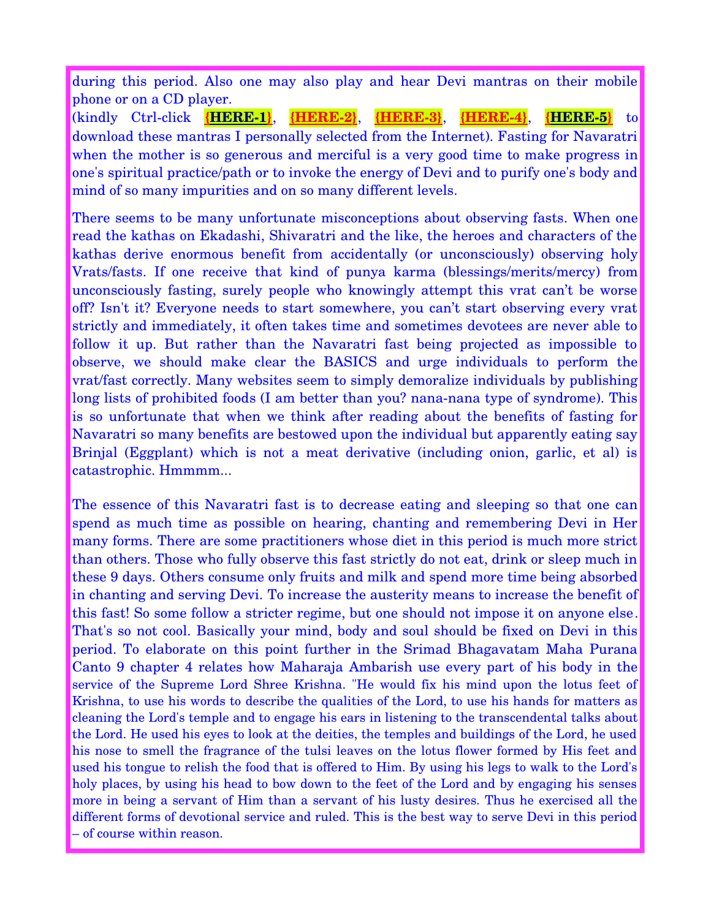during this period. Also one may also play and hear Devi mantras on their mobile phone or on a CD player.

(kindly Ctrl-click **{HERE-1}**, **{HERE-2}**, **{HERE-3}**, **{HERE-4}**, **{HERE-5}** to download these mantras I personally selected from the Internet). Fasting for Navaratri when the mother is so generous and merciful is a very good time to make progress in one's spiritual practice/path or to invoke the energy of Devi and to purify one's body and mind of so many impurities and on so many different levels.

There seems to be many unfortunate misconceptions about observing fasts. When one read the kathas on Ekadashi, Shivaratri and the like, the heroes and characters of the kathas derive enormous benefit from accidentally (or unconsciously) observing holy Vrats/fasts. If one receive that kind of punya karma (blessings/merits/mercy) from unconsciously fasting, surely people who knowingly attempt this vrat can't be worse off? Isn't it? Everyone needs to start somewhere, you can't start observing every vrat strictly and immediately, it often takes time and sometimes devotees are never able to follow it up. But rather than the Navaratri fast being projected as impossible to observe, we should make clear the BASICS and urge individuals to perform the vrat/fast correctly. Many websites seem to simply demoralize individuals by publishing long lists of prohibited foods (I am better than you? nana-nana type of syndrome). This is so unfortunate that when we think after reading about the benefits of fasting for Navaratri so many benefits are bestowed upon the individual but apparently eating say Brinjal (Eggplant) which is not a meat derivative (including onion, garlic, et al) is catastrophic. Hmmmm...

The essence of this Navaratri fast is to decrease eating and sleeping so that one can spend as much time as possible on hearing, chanting and remembering Devi in Her many forms. There are some practitioners whose diet in this period is much more strict than others. Those who fully observe this fast strictly do not eat, drink or sleep much in these 9 days. Others consume only fruits and milk and spend more time being absorbed in chanting and serving Devi. To increase the austerity means to increase the benefit of this fast! So some follow a stricter regime, but one should not impose it on anyone else. That's so not cool. Basically your mind, body and soul should be fixed on Devi in this period. To elaborate on this point further in the Srimad Bhagavatam Maha Purana Canto 9 chapter 4 relates how Maharaja Ambarish use every part of his body in the service of the Supreme Lord Shree Krishna. "He would fix his mind upon the lotus feet of Krishna, to use his words to describe the qualities of the Lord, to use his hands for matters as cleaning the Lord's temple and to engage his ears in listening to the transcendental talks about the Lord. He used his eyes to look at the deities, the temples and buildings of the Lord, he used his nose to smell the fragrance of the tulsi leaves on the lotus flower formed by His feet and used his tongue to relish the food that is offered to Him. By using his legs to walk to the Lord's holy places, by using his head to bow down to the feet of the Lord and by engaging his senses more in being a servant of Him than a servant of his lusty desires. Thus he exercised all the different forms of devotional service and ruled. This is the best way to serve Devi in this period – of course within reason.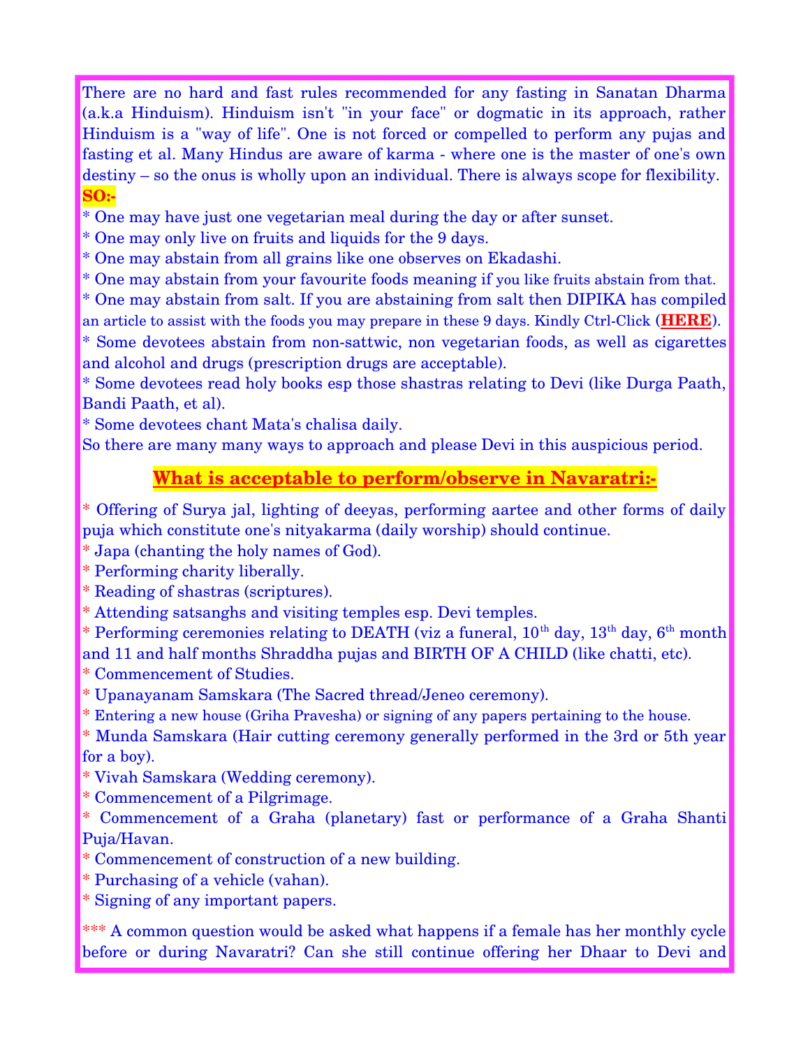There are no hard and fast rules recommended for any fasting in Sanatan Dharma (a.k.a Hinduism). Hinduism isn't "in your face" or dogmatic in its approach, rather Hinduism is a "way of life". One is not forced or compelled to perform any pujas and fasting et al. Many Hindus are aware of karma - where one is the master of one's own destiny – so the onus is wholly upon an individual. There is always scope for flexibility.

**SO:-**

* One may have just one vegetarian meal during the day or after sunset.
* One may only live on fruits and liquids for the 9 days.
* One may abstain from all grains like one observes on Ekadashi.
* One may abstain from your favourite foods meaning if you like fruits abstain from that.
* One may abstain from salt. If you are abstaining from salt then DIPIKA has compiled an article to assist with the foods you may prepare in these 9 days. Kindly Ctrl-Click (**HERE**).
* Some devotees abstain from non-sattwic, non vegetarian foods, as well as cigarettes and alcohol and drugs (prescription drugs are acceptable).
* Some devotees read holy books esp those shastras relating to Devi (like Durga Paath, Bandi Paath, et al).
* Some devotees chant Mata's chalisa daily.

So there are many many ways to approach and please Devi in this auspicious period.

## What is acceptable to perform/observe in Navaratri:-

* Offering of Surya jal, lighting of deeyas, performing aartee and other forms of daily puja which constitute one's nityakarma (daily worship) should continue.
* Japa (chanting the holy names of God).
* Performing charity liberally.
* Reading of shastras (scriptures).
* Attending satsanghs and visiting temples esp. Devi temples.
* Performing ceremonies relating to DEATH (viz a funeral, 10th day, 13th day, 6th month and 11 and half months Shraddha pujas and BIRTH OF A CHILD (like chatti, etc).
* Commencement of Studies.
* Upanayanam Samskara (The Sacred thread/Jeneo ceremony).
* Entering a new house (Griha Pravesha) or signing of any papers pertaining to the house.
* Munda Samskara (Hair cutting ceremony generally performed in the 3rd or 5th year for a boy).
* Vivah Samskara (Wedding ceremony).
* Commencement of a Pilgrimage.
* Commencement of a Graha (planetary) fast or performance of a Graha Shanti Puja/Havan.
* Commencement of construction of a new building.
* Purchasing of a vehicle (vahan).
* Signing of any important papers.

*** A common question would be asked what happens if a female has her monthly cycle before or during Navaratri? Can she still continue offering her Dhaar to Devi and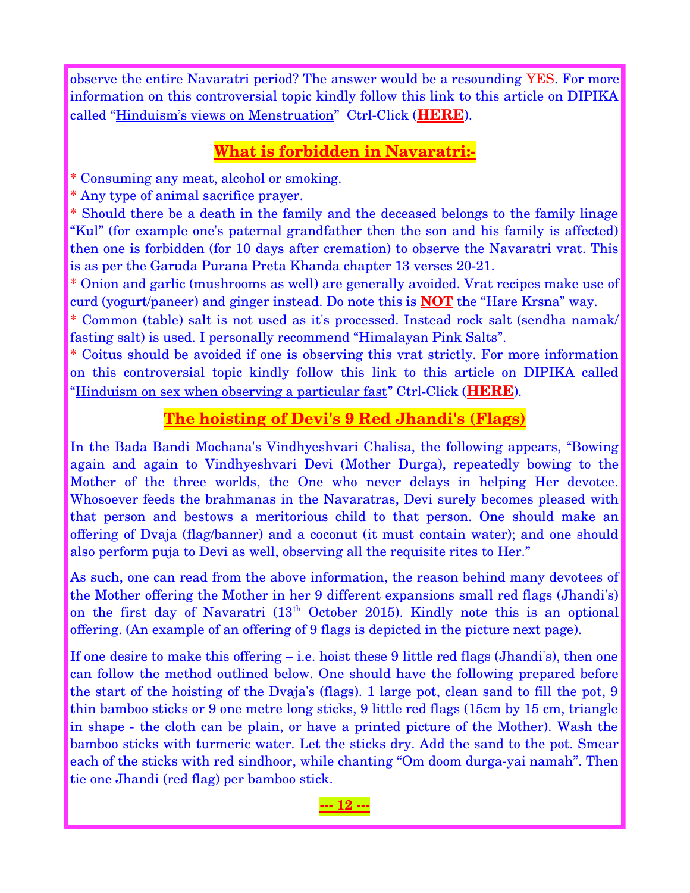observe the entire Navaratri period? The answer would be a resounding YES. For more information on this controversial topic kindly follow this link to this article on DIPIKA called "Hinduism's views on Menstruation" Ctrl-Click (**HERE**).

## What is forbidden in Navaratri:-

* Consuming any meat, alcohol or smoking.
* Any type of animal sacrifice prayer.
* Should there be a death in the family and the deceased belongs to the family linage "Kul" (for example one's paternal grandfather then the son and his family is affected) then one is forbidden (for 10 days after cremation) to observe the Navaratri vrat. This is as per the Garuda Purana Preta Khanda chapter 13 verses 20-21.
* Onion and garlic (mushrooms as well) are generally avoided. Vrat recipes make use of curd (yogurt/paneer) and ginger instead. Do note this is **NOT** the "Hare Krsna" way.
* Common (table) salt is not used as it's processed. Instead rock salt (sendha namak/ fasting salt) is used. I personally recommend "Himalayan Pink Salts".
* Coitus should be avoided if one is observing this vrat strictly. For more information on this controversial topic kindly follow this link to this article on DIPIKA called "Hinduism on sex when observing a particular fast" Ctrl-Click (**HERE**).

## The hoisting of Devi's 9 Red Jhandi's (Flags)

In the Bada Bandi Mochana's Vindhyeshvari Chalisa, the following appears, "Bowing again and again to Vindhyeshvari Devi (Mother Durga), repeatedly bowing to the Mother of the three worlds, the One who never delays in helping Her devotee. Whosoever feeds the brahmanas in the Navaratras, Devi surely becomes pleased with that person and bestows a meritorious child to that person. One should make an offering of Dvaja (flag/banner) and a coconut (it must contain water); and one should also perform puja to Devi as well, observing all the requisite rites to Her."

As such, one can read from the above information, the reason behind many devotees of the Mother offering the Mother in her 9 different expansions small red flags (Jhandi's) on the first day of Navaratri (13th October 2015). Kindly note this is an optional offering. (An example of an offering of 9 flags is depicted in the picture next page).

If one desire to make this offering – i.e. hoist these 9 little red flags (Jhandi's), then one can follow the method outlined below. One should have the following prepared before the start of the hoisting of the Dvaja's (flags). 1 large pot, clean sand to fill the pot, 9 thin bamboo sticks or 9 one metre long sticks, 9 little red flags (15cm by 15 cm, triangle in shape - the cloth can be plain, or have a printed picture of the Mother). Wash the bamboo sticks with turmeric water. Let the sticks dry. Add the sand to the pot. Smear each of the sticks with red sindhoor, while chanting "Om doom durga-yai namah". Then tie one Jhandi (red flag) per bamboo stick.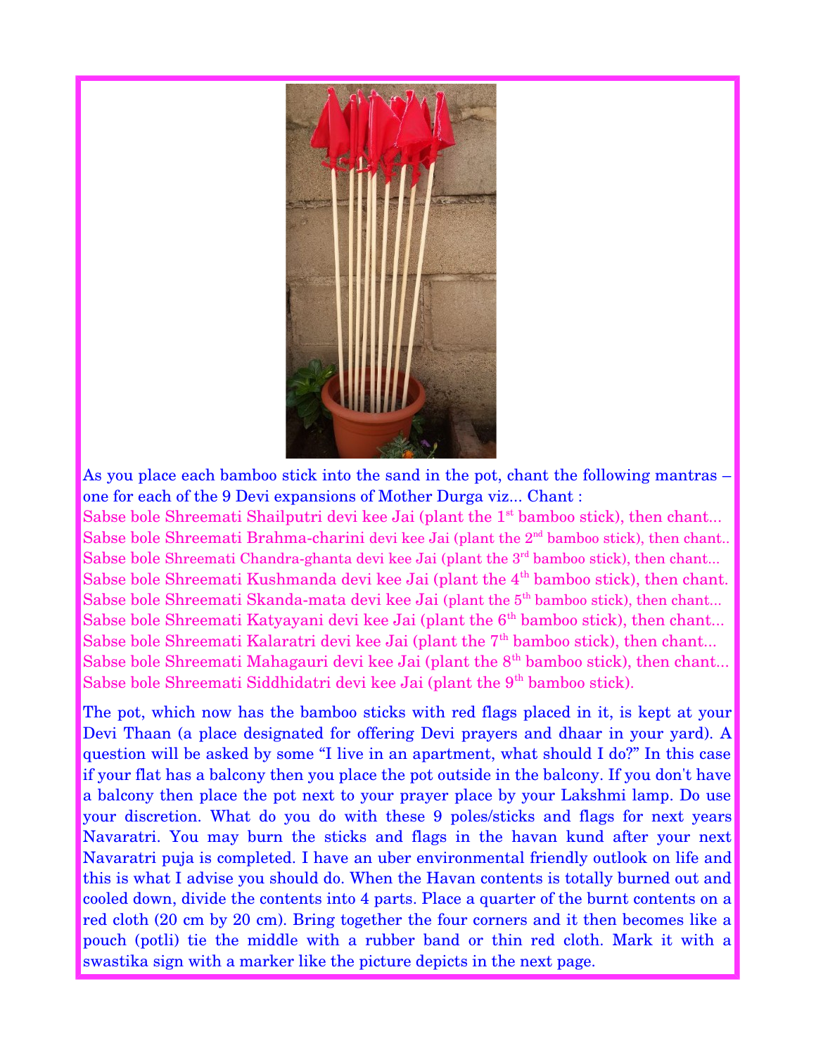As you place each bamboo stick into the sand in the pot, chant the following mantras – one for each of the 9 Devi expansions of Mother Durga viz... Chant :

Sabse bole Shreemati Shailputri devi kee Jai (plant the 1st bamboo stick), then chant...
Sabse bole Shreemati Brahma-charini devi kee Jai (plant the 2nd bamboo stick), then chant..
Sabse bole Shreemati Chandra-ghanta devi kee Jai (plant the 3rd bamboo stick), then chant...
Sabse bole Shreemati Kushmanda devi kee Jai (plant the 4th bamboo stick), then chant.
Sabse bole Shreemati Skanda-mata devi kee Jai (plant the 5th bamboo stick), then chant...
Sabse bole Shreemati Katyayani devi kee Jai (plant the 6th bamboo stick), then chant...
Sabse bole Shreemati Kalaratri devi kee Jai (plant the 7th bamboo stick), then chant...
Sabse bole Shreemati Mahagauri devi kee Jai (plant the 8th bamboo stick), then chant...
Sabse bole Shreemati Siddhidatri devi kee Jai (plant the 9th bamboo stick).

The pot, which now has the bamboo sticks with red flags placed in it, is kept at your Devi Thaan (a place designated for offering Devi prayers and dhaar in your yard). A question will be asked by some "I live in an apartment, what should I do?" In this case if your flat has a balcony then you place the pot outside in the balcony. If you don't have a balcony then place the pot next to your prayer place by your Lakshmi lamp. Do use your discretion. What do you do with these 9 poles/sticks and flags for next years Navaratri. You may burn the sticks and flags in the havan kund after your next Navaratri puja is completed. I have an uber environmental friendly outlook on life and this is what I advise you should do. When the Havan contents is totally burned out and cooled down, divide the contents into 4 parts. Place a quarter of the burnt contents on a red cloth (20 cm by 20 cm). Bring together the four corners and it then becomes like a pouch (potli) tie the middle with a rubber band or thin red cloth. Mark it with a swastika sign with a marker like the picture depicts in the next page.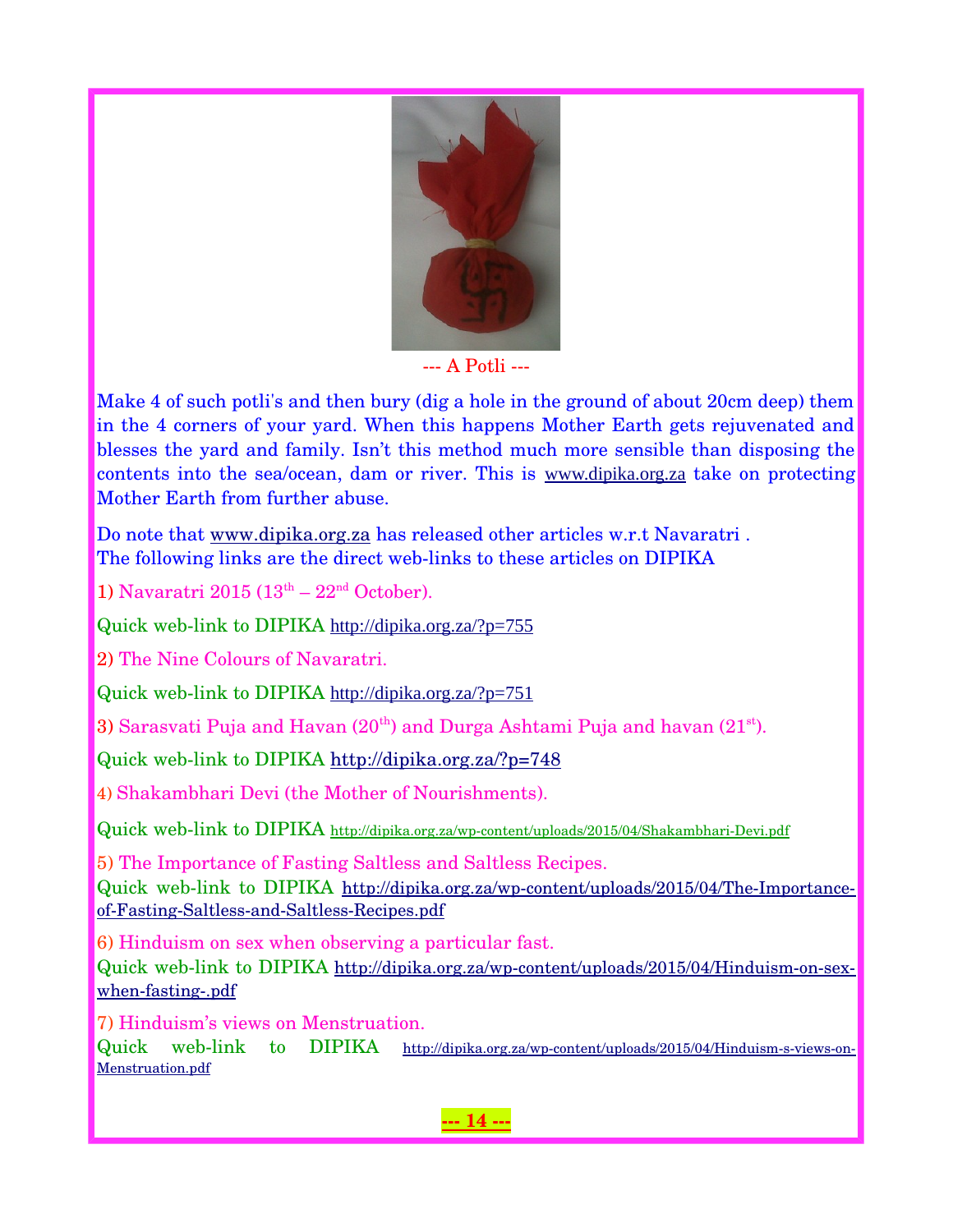--- A Potli ---

Make 4 of such potli's and then bury (dig a hole in the ground of about 20cm deep) them in the 4 corners of your yard. When this happens Mother Earth gets rejuvenated and blesses the yard and family. Isn't this method much more sensible than disposing the contents into the sea/ocean, dam or river. This is www.dipika.org.za take on protecting Mother Earth from further abuse.

Do note that www.dipika.org.za has released other articles w.r.t Navaratri .
The following links are the direct web-links to these articles on DIPIKA

1) Navaratri 2015 (13th – 22nd October).

Quick web-link to DIPIKA http://dipika.org.za/?p=755

2) The Nine Colours of Navaratri.

Quick web-link to DIPIKA http://dipika.org.za/?p=751

3) Sarasvati Puja and Havan (20th) and Durga Ashtami Puja and havan (21st).

Quick web-link to DIPIKA http://dipika.org.za/?p=748

4) Shakambhari Devi (the Mother of Nourishments).

Quick web-link to DIPIKA http://dipika.org.za/wp-content/uploads/2015/04/Shakambhari-Devi.pdf

5) The Importance of Fasting Saltless and Saltless Recipes.
Quick web-link to DIPIKA http://dipika.org.za/wp-content/uploads/2015/04/The-Importance-of-Fasting-Saltless-and-Saltless-Recipes.pdf

6) Hinduism on sex when observing a particular fast.
Quick web-link to DIPIKA http://dipika.org.za/wp-content/uploads/2015/04/Hinduism-on-sex-when-fasting-.pdf

7) Hinduism's views on Menstruation.
Quick web-link to DIPIKA http://dipika.org.za/wp-content/uploads/2015/04/Hinduism-s-views-on-Menstruation.pdf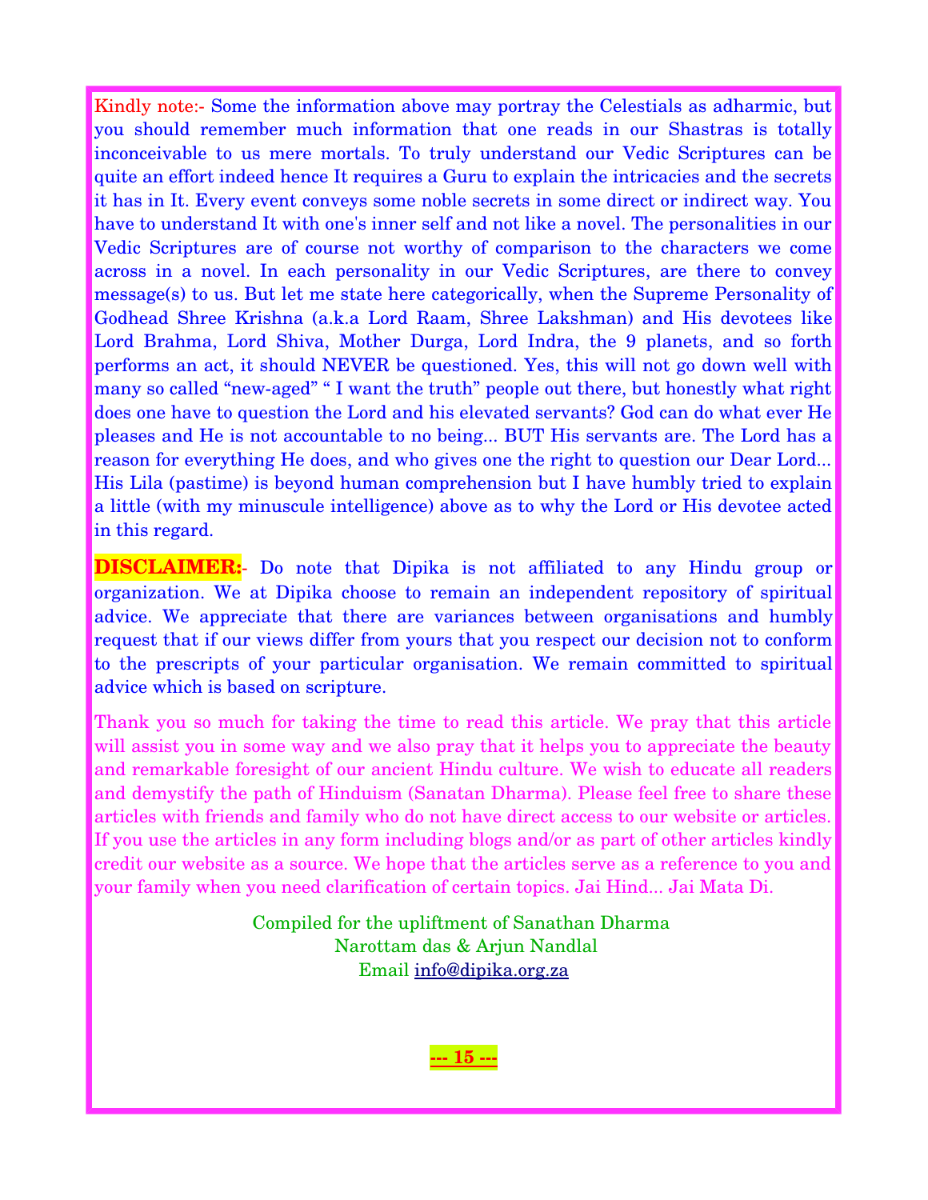Kindly note:- Some the information above may portray the Celestials as adharmic, but you should remember much information that one reads in our Shastras is totally inconceivable to us mere mortals. To truly understand our Vedic Scriptures can be quite an effort indeed hence It requires a Guru to explain the intricacies and the secrets it has in It. Every event conveys some noble secrets in some direct or indirect way. You have to understand It with one's inner self and not like a novel. The personalities in our Vedic Scriptures are of course not worthy of comparison to the characters we come across in a novel. In each personality in our Vedic Scriptures, are there to convey message(s) to us. But let me state here categorically, when the Supreme Personality of Godhead Shree Krishna (a.k.a Lord Raam, Shree Lakshman) and His devotees like Lord Brahma, Lord Shiva, Mother Durga, Lord Indra, the 9 planets, and so forth performs an act, it should NEVER be questioned. Yes, this will not go down well with many so called "new-aged" " I want the truth" people out there, but honestly what right does one have to question the Lord and his elevated servants? God can do what ever He pleases and He is not accountable to no being... BUT His servants are. The Lord has a reason for everything He does, and who gives one the right to question our Dear Lord... His Lila (pastime) is beyond human comprehension but I have humbly tried to explain a little (with my minuscule intelligence) above as to why the Lord or His devotee acted in this regard.

**DISCLAIMER:**- Do note that Dipika is not affiliated to any Hindu group or organization. We at Dipika choose to remain an independent repository of spiritual advice. We appreciate that there are variances between organisations and humbly request that if our views differ from yours that you respect our decision not to conform to the prescripts of your particular organisation. We remain committed to spiritual advice which is based on scripture.

Thank you so much for taking the time to read this article. We pray that this article will assist you in some way and we also pray that it helps you to appreciate the beauty and remarkable foresight of our ancient Hindu culture. We wish to educate all readers and demystify the path of Hinduism (Sanatan Dharma). Please feel free to share these articles with friends and family who do not have direct access to our website or articles. If you use the articles in any form including blogs and/or as part of other articles kindly credit our website as a source. We hope that the articles serve as a reference to you and your family when you need clarification of certain topics. Jai Hind... Jai Mata Di.

Compiled for the upliftment of Sanathan Dharma
Narottam das & Arjun Nandlal
Email info@dipika.org.za